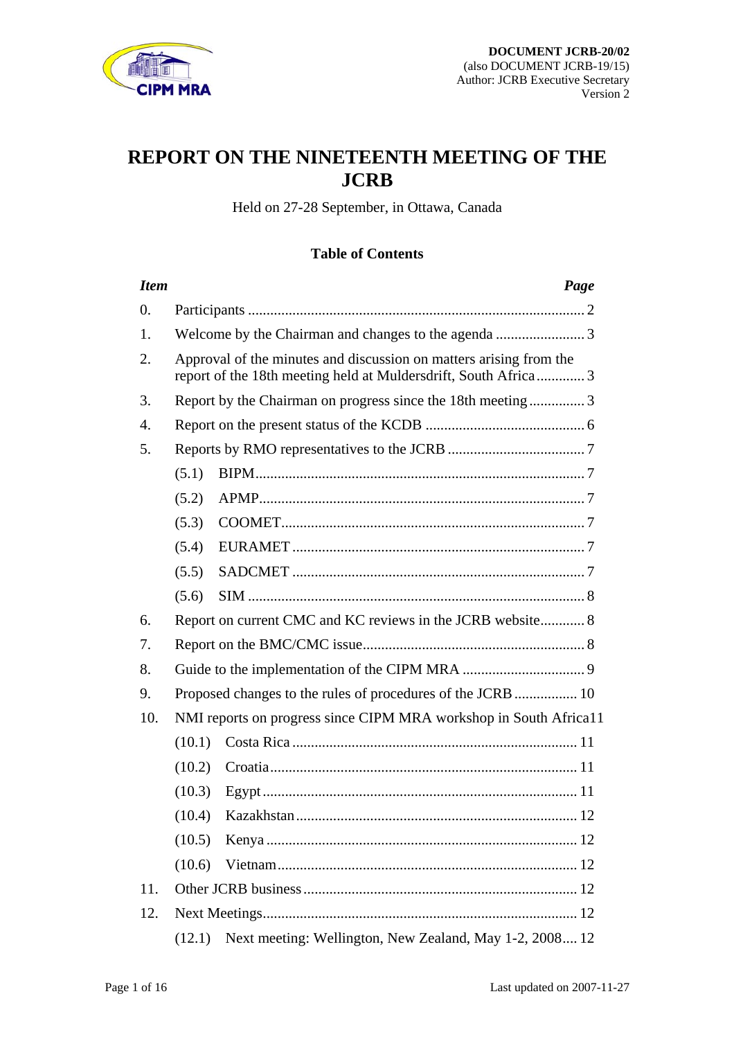**DOCUMENT JCRB-20/02**
(also DOCUMENT JCRB-19/15)
Author: JCRB Executive Secretary
Version 2

# REPORT ON THE NINETEENTH MEETING OF THE JCRB

Held on 27-28 September, in Ottawa, Canada

## Table of Contents

| *Item* | | *Page* |
|---|---|---|
| 0. | Participants | 2 |
| 1. | Welcome by the Chairman and changes to the agenda | 3 |
| 2. | Approval of the minutes and discussion on matters arising from the report of the 18th meeting held at Muldersdrift, South Africa | 3 |
| 3. | Report by the Chairman on progress since the 18th meeting | 3 |
| 4. | Report on the present status of the KCDB | 6 |
| 5. | Reports by RMO representatives to the JCRB | 7 |
| | (5.1) BIPM | 7 |
| | (5.2) APMP | 7 |
| | (5.3) COOMET | 7 |
| | (5.4) EURAMET | 7 |
| | (5.5) SADCMET | 7 |
| | (5.6) SIM | 8 |
| 6. | Report on current CMC and KC reviews in the JCRB website | 8 |
| 7. | Report on the BMC/CMC issue | 8 |
| 8. | Guide to the implementation of the CIPM MRA | 9 |
| 9. | Proposed changes to the rules of procedures of the JCRB | 10 |
| 10. | NMI reports on progress since CIPM MRA workshop in South Africa | 11 |
| | (10.1) Costa Rica | 11 |
| | (10.2) Croatia | 11 |
| | (10.3) Egypt | 11 |
| | (10.4) Kazakhstan | 12 |
| | (10.5) Kenya | 12 |
| | (10.6) Vietnam | 12 |
| 11. | Other JCRB business | 12 |
| 12. | Next Meetings | 12 |
| | (12.1) Next meeting: Wellington, New Zealand, May 1-2, 2008 | 12 |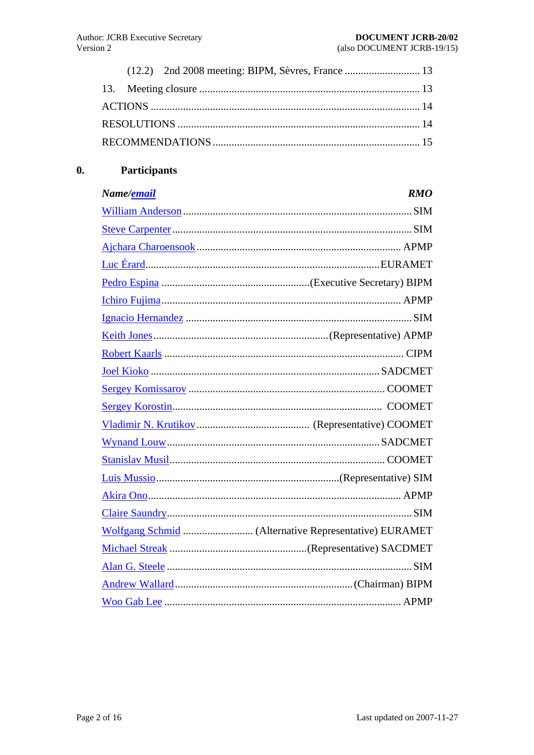(12.2) 2nd 2008 meeting: BIPM, Sèvres, France ............................ 13

13. Meeting closure ................................................................................ 13

ACTIONS ................................................................................................ 14

RESOLUTIONS ...................................................................................... 14

RECOMMENDATIONS ........................................................................... 15

## 0. Participants

| *Name/email* | *RMO* |
|---|---|
| William Anderson | SIM |
| Steve Carpenter | SIM |
| Ajchara Charoensook | APMP |
| Luc Érard | EURAMET |
| Pedro Espina | (Executive Secretary) BIPM |
| Ichiro Fujima | APMP |
| Ignacio Hernandez | SIM |
| Keith Jones | (Representative) APMP |
| Robert Kaarls | CIPM |
| Joel Kioko | SADCMET |
| Sergey Komissarov | COOMET |
| Sergey Korostin | COOMET |
| Vladimir N. Krutikov | (Representative) COOMET |
| Wynand Louw | SADCMET |
| Stanislav Musil | COOMET |
| Luis Mussio | (Representative) SIM |
| Akira Ono | APMP |
| Claire Saundry | SIM |
| Wolfgang Schmid | (Alternative Representative) EURAMET |
| Michael Streak | (Representative) SACDMET |
| Alan G. Steele | SIM |
| Andrew Wallard | (Chairman) BIPM |
| Woo Gab Lee | APMP |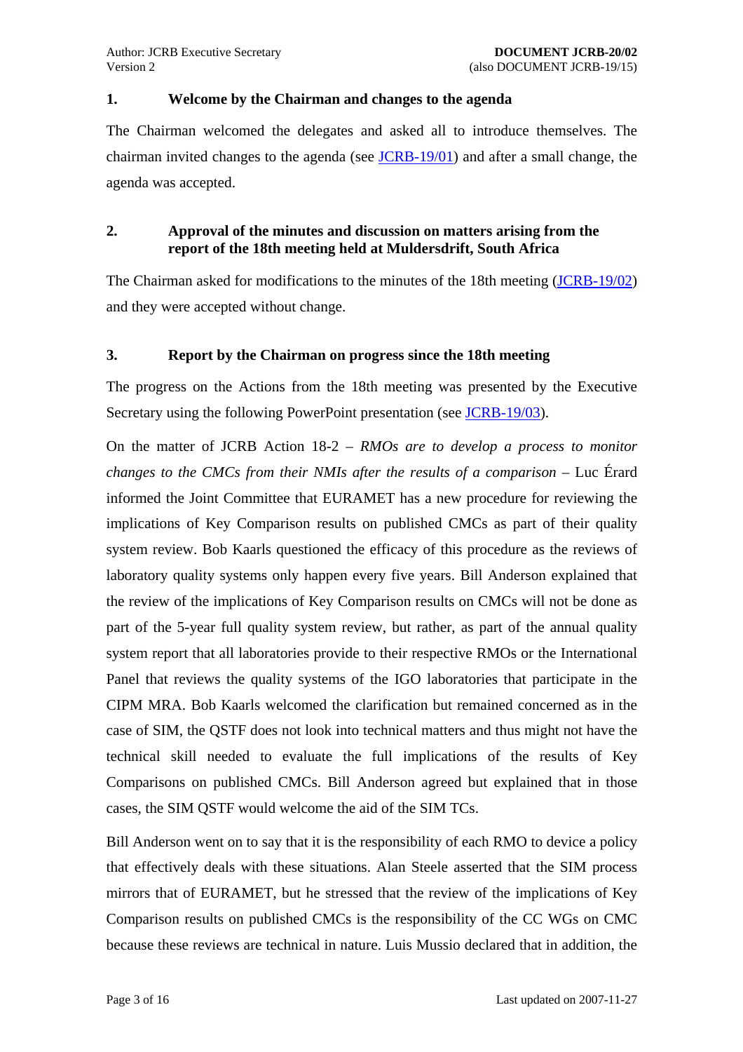## 1. Welcome by the Chairman and changes to the agenda

The Chairman welcomed the delegates and asked all to introduce themselves. The chairman invited changes to the agenda (see JCRB-19/01) and after a small change, the agenda was accepted.

## 2. Approval of the minutes and discussion on matters arising from the report of the 18th meeting held at Muldersdrift, South Africa

The Chairman asked for modifications to the minutes of the 18th meeting (JCRB-19/02) and they were accepted without change.

## 3. Report by the Chairman on progress since the 18th meeting

The progress on the Actions from the 18th meeting was presented by the Executive Secretary using the following PowerPoint presentation (see JCRB-19/03).

On the matter of JCRB Action 18-2 – *RMOs are to develop a process to monitor changes to the CMCs from their NMIs after the results of a comparison* – Luc Érard informed the Joint Committee that EURAMET has a new procedure for reviewing the implications of Key Comparison results on published CMCs as part of their quality system review. Bob Kaarls questioned the efficacy of this procedure as the reviews of laboratory quality systems only happen every five years. Bill Anderson explained that the review of the implications of Key Comparison results on CMCs will not be done as part of the 5-year full quality system review, but rather, as part of the annual quality system report that all laboratories provide to their respective RMOs or the International Panel that reviews the quality systems of the IGO laboratories that participate in the CIPM MRA. Bob Kaarls welcomed the clarification but remained concerned as in the case of SIM, the QSTF does not look into technical matters and thus might not have the technical skill needed to evaluate the full implications of the results of Key Comparisons on published CMCs. Bill Anderson agreed but explained that in those cases, the SIM QSTF would welcome the aid of the SIM TCs.

Bill Anderson went on to say that it is the responsibility of each RMO to device a policy that effectively deals with these situations. Alan Steele asserted that the SIM process mirrors that of EURAMET, but he stressed that the review of the implications of Key Comparison results on published CMCs is the responsibility of the CC WGs on CMC because these reviews are technical in nature. Luis Mussio declared that in addition, the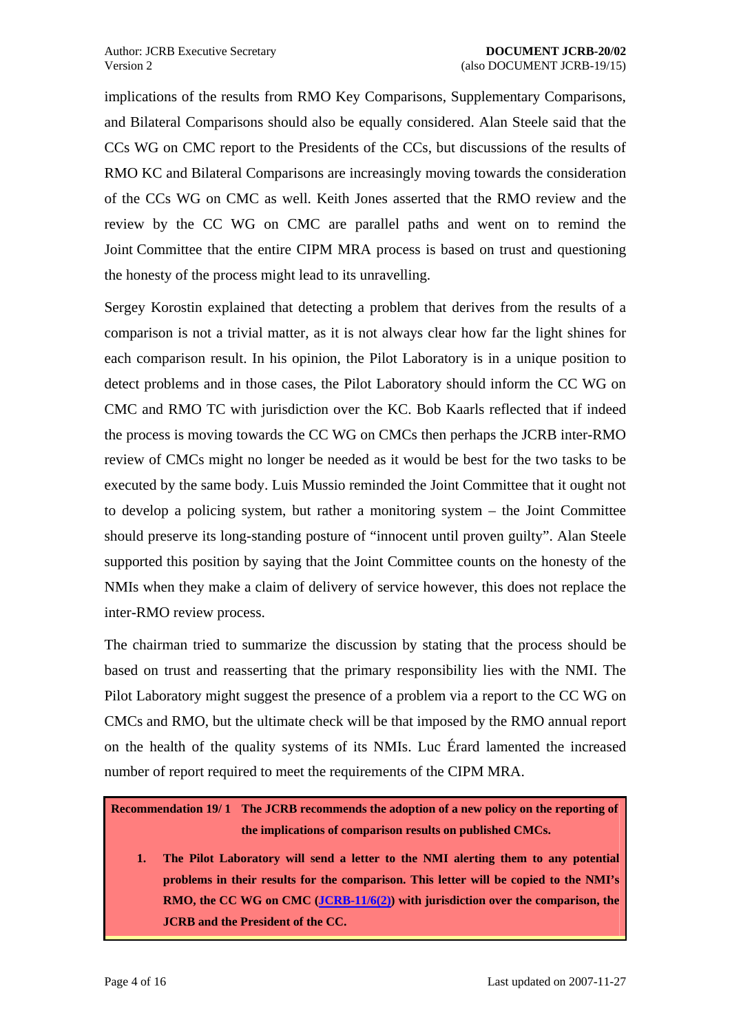implications of the results from RMO Key Comparisons, Supplementary Comparisons, and Bilateral Comparisons should also be equally considered. Alan Steele said that the CCs WG on CMC report to the Presidents of the CCs, but discussions of the results of RMO KC and Bilateral Comparisons are increasingly moving towards the consideration of the CCs WG on CMC as well. Keith Jones asserted that the RMO review and the review by the CC WG on CMC are parallel paths and went on to remind the Joint Committee that the entire CIPM MRA process is based on trust and questioning the honesty of the process might lead to its unravelling.

Sergey Korostin explained that detecting a problem that derives from the results of a comparison is not a trivial matter, as it is not always clear how far the light shines for each comparison result. In his opinion, the Pilot Laboratory is in a unique position to detect problems and in those cases, the Pilot Laboratory should inform the CC WG on CMC and RMO TC with jurisdiction over the KC. Bob Kaarls reflected that if indeed the process is moving towards the CC WG on CMCs then perhaps the JCRB inter-RMO review of CMCs might no longer be needed as it would be best for the two tasks to be executed by the same body. Luis Mussio reminded the Joint Committee that it ought not to develop a policing system, but rather a monitoring system – the Joint Committee should preserve its long-standing posture of "innocent until proven guilty". Alan Steele supported this position by saying that the Joint Committee counts on the honesty of the NMIs when they make a claim of delivery of service however, this does not replace the inter-RMO review process.

The chairman tried to summarize the discussion by stating that the process should be based on trust and reasserting that the primary responsibility lies with the NMI. The Pilot Laboratory might suggest the presence of a problem via a report to the CC WG on CMCs and RMO, but the ultimate check will be that imposed by the RMO annual report on the health of the quality systems of its NMIs. Luc Érard lamented the increased number of report required to meet the requirements of the CIPM MRA.

**Recommendation 19/ 1 The JCRB recommends the adoption of a new policy on the reporting of the implications of comparison results on published CMCs.**

1. **The Pilot Laboratory will send a letter to the NMI alerting them to any potential problems in their results for the comparison. This letter will be copied to the NMI's RMO, the CC WG on CMC (JCRB-11/6(2)) with jurisdiction over the comparison, the JCRB and the President of the CC.**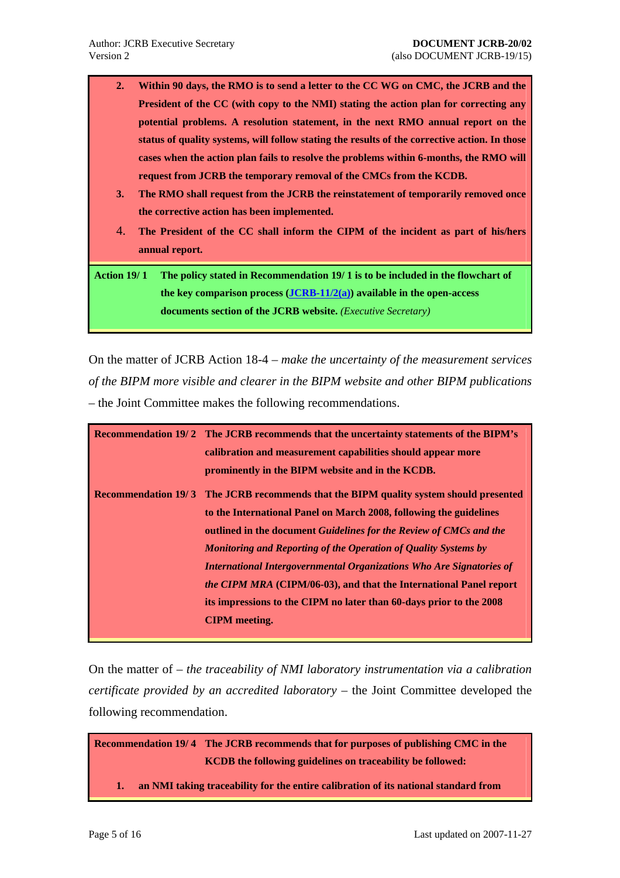2. **Within 90 days, the RMO is to send a letter to the CC WG on CMC, the JCRB and the President of the CC (with copy to the NMI) stating the action plan for correcting any potential problems. A resolution statement, in the next RMO annual report on the status of quality systems, will follow stating the results of the corrective action. In those cases when the action plan fails to resolve the problems within 6-months, the RMO will request from JCRB the temporary removal of the CMCs from the KCDB.**
3. **The RMO shall request from the JCRB the reinstatement of temporarily removed once the corrective action has been implemented.**
4. **The President of the CC shall inform the CIPM of the incident as part of his/hers annual report.**

**Action 19/ 1** **The policy stated in Recommendation 19/ 1 is to be included in the flowchart of the key comparison process (JCRB-11/2(a)) available in the open-access documents section of the JCRB website.** *(Executive Secretary)*

On the matter of JCRB Action 18-4 – *make the uncertainty of the measurement services of the BIPM more visible and clearer in the BIPM website and other BIPM publications* – the Joint Committee makes the following recommendations.

**Recommendation 19/ 2** **The JCRB recommends that the uncertainty statements of the BIPM's calibration and measurement capabilities should appear more prominently in the BIPM website and in the KCDB.**

**Recommendation 19/ 3** **The JCRB recommends that the BIPM quality system should presented to the International Panel on March 2008, following the guidelines outlined in the document *Guidelines for the Review of CMCs and the Monitoring and Reporting of the Operation of Quality Systems by International Intergovernmental Organizations Who Are Signatories of the CIPM MRA* (CIPM/06-03), and that the International Panel report its impressions to the CIPM no later than 60-days prior to the 2008 CIPM meeting.**

On the matter of – *the traceability of NMI laboratory instrumentation via a calibration certificate provided by an accredited laboratory* – the Joint Committee developed the following recommendation.

**Recommendation 19/ 4** **The JCRB recommends that for purposes of publishing CMC in the KCDB the following guidelines on traceability be followed:**

1. **an NMI taking traceability for the entire calibration of its national standard from**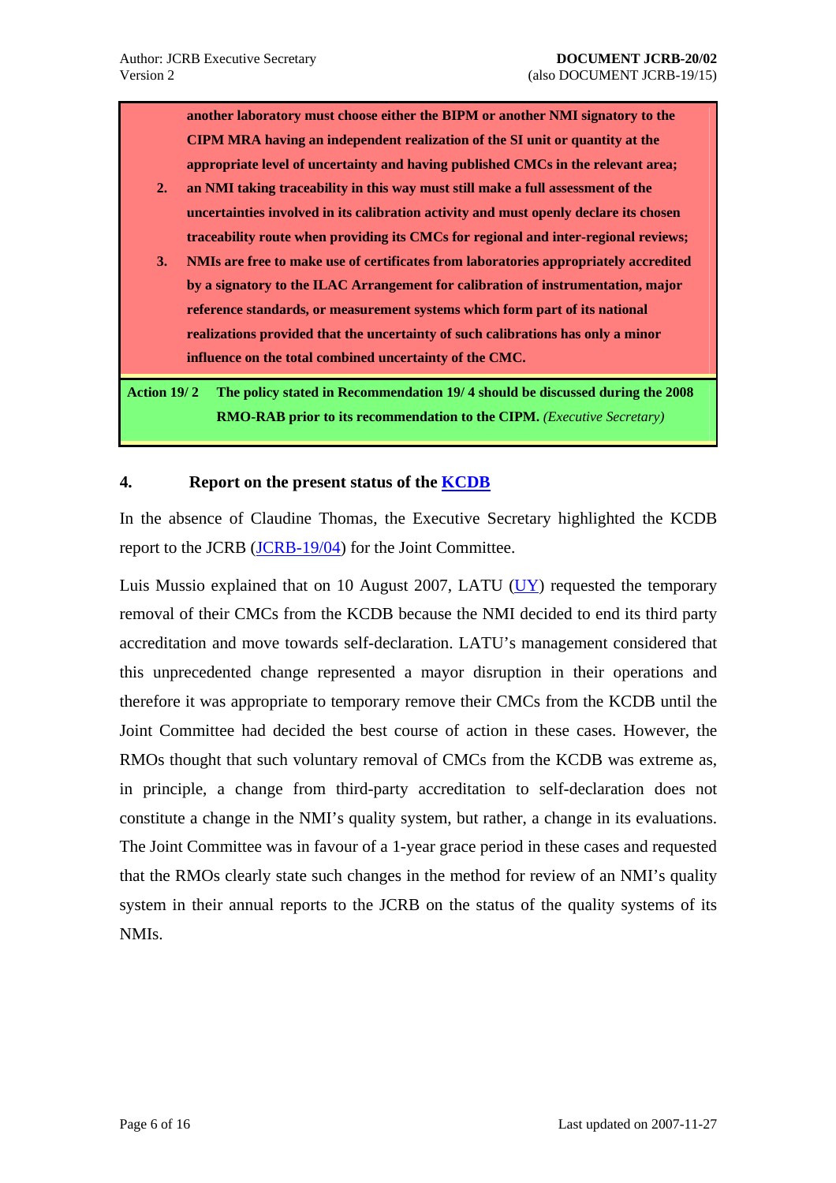**another laboratory must choose either the BIPM or another NMI signatory to the CIPM MRA having an independent realization of the SI unit or quantity at the appropriate level of uncertainty and having published CMCs in the relevant area;**

2. **an NMI taking traceability in this way must still make a full assessment of the uncertainties involved in its calibration activity and must openly declare its chosen traceability route when providing its CMCs for regional and inter-regional reviews;**
3. **NMIs are free to make use of certificates from laboratories appropriately accredited by a signatory to the ILAC Arrangement for calibration of instrumentation, major reference standards, or measurement systems which form part of its national realizations provided that the uncertainty of such calibrations has only a minor influence on the total combined uncertainty of the CMC.**

**Action 19/ 2** **The policy stated in Recommendation 19/ 4 should be discussed during the 2008 RMO-RAB prior to its recommendation to the CIPM.** *(Executive Secretary)*

## 4. Report on the present status of the KCDB

In the absence of Claudine Thomas, the Executive Secretary highlighted the KCDB report to the JCRB (JCRB-19/04) for the Joint Committee.

Luis Mussio explained that on 10 August 2007, LATU (UY) requested the temporary removal of their CMCs from the KCDB because the NMI decided to end its third party accreditation and move towards self-declaration. LATU's management considered that this unprecedented change represented a mayor disruption in their operations and therefore it was appropriate to temporary remove their CMCs from the KCDB until the Joint Committee had decided the best course of action in these cases. However, the RMOs thought that such voluntary removal of CMCs from the KCDB was extreme as, in principle, a change from third-party accreditation to self-declaration does not constitute a change in the NMI's quality system, but rather, a change in its evaluations. The Joint Committee was in favour of a 1-year grace period in these cases and requested that the RMOs clearly state such changes in the method for review of an NMI's quality system in their annual reports to the JCRB on the status of the quality systems of its NMIs.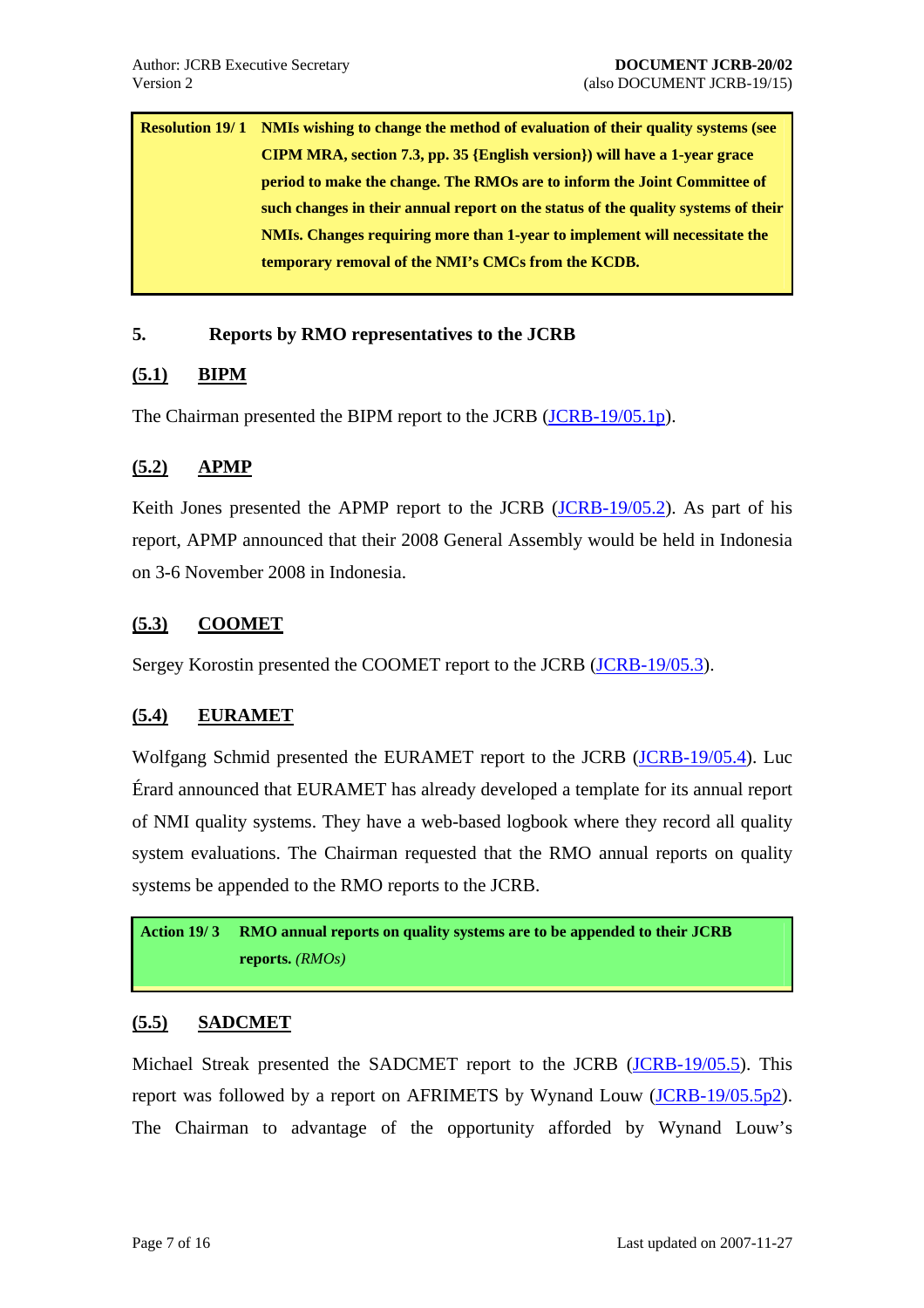| Resolution 19/ 1 | **NMIs wishing to change the method of evaluation of their quality systems (see CIPM MRA, section 7.3, pp. 35 {English version}) will have a 1-year grace period to make the change. The RMOs are to inform the Joint Committee of such changes in their annual report on the status of the quality systems of their NMIs. Changes requiring more than 1-year to implement will necessitate the temporary removal of the NMI's CMCs from the KCDB.** |
|---|---|

## 5. Reports by RMO representatives to the JCRB

### (5.1) BIPM

The Chairman presented the BIPM report to the JCRB (JCRB-19/05.1p).

### (5.2) APMP

Keith Jones presented the APMP report to the JCRB (JCRB-19/05.2). As part of his report, APMP announced that their 2008 General Assembly would be held in Indonesia on 3-6 November 2008 in Indonesia.

### (5.3) COOMET

Sergey Korostin presented the COOMET report to the JCRB (JCRB-19/05.3).

### (5.4) EURAMET

Wolfgang Schmid presented the EURAMET report to the JCRB (JCRB-19/05.4). Luc Érard announced that EURAMET has already developed a template for its annual report of NMI quality systems. They have a web-based logbook where they record all quality system evaluations. The Chairman requested that the RMO annual reports on quality systems be appended to the RMO reports to the JCRB.

| Action 19/ 3 | **RMO annual reports on quality systems are to be appended to their JCRB reports.** *(RMOs)* |
|---|---|

### (5.5) SADCMET

Michael Streak presented the SADCMET report to the JCRB (JCRB-19/05.5). This report was followed by a report on AFRIMETS by Wynand Louw (JCRB-19/05.5p2). The Chairman to advantage of the opportunity afforded by Wynand Louw's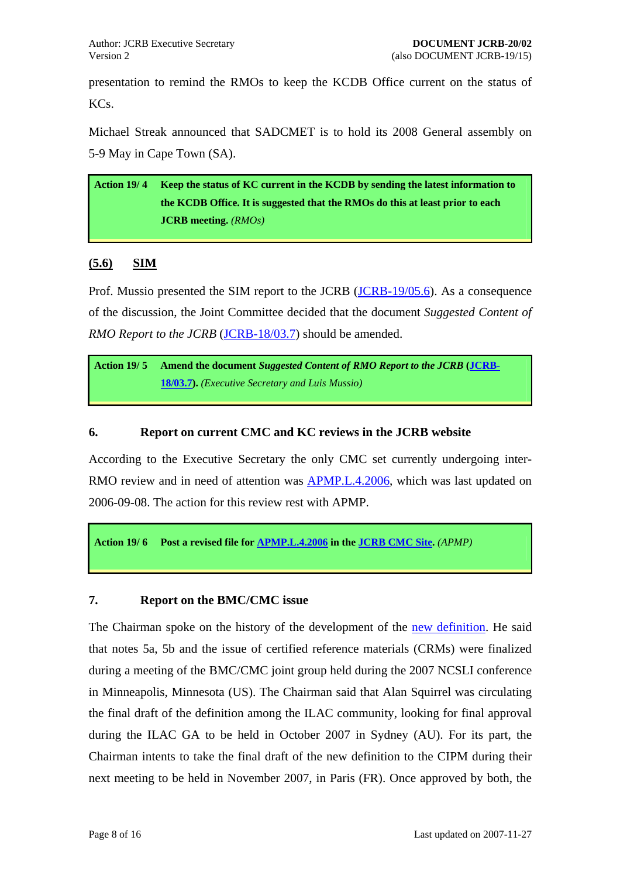presentation to remind the RMOs to keep the KCDB Office current on the status of KCs.

Michael Streak announced that SADCMET is to hold its 2008 General assembly on 5-9 May in Cape Town (SA).

| Action 19/ 4 | **Keep the status of KC current in the KCDB by sending the latest information to the KCDB Office. It is suggested that the RMOs do this at least prior to each JCRB meeting.** *(RMOs)* |
|---|---|

### (5.6) SIM

Prof. Mussio presented the SIM report to the JCRB (JCRB-19/05.6). As a consequence of the discussion, the Joint Committee decided that the document *Suggested Content of RMO Report to the JCRB* (JCRB-18/03.7) should be amended.

| Action 19/ 5 | **Amend the document *Suggested Content of RMO Report to the JCRB* (JCRB-18/03.7).** *(Executive Secretary and Luis Mussio)* |
|---|---|

## 6. Report on current CMC and KC reviews in the JCRB website

According to the Executive Secretary the only CMC set currently undergoing inter-RMO review and in need of attention was APMP.L.4.2006, which was last updated on 2006-09-08. The action for this review rest with APMP.

| Action 19/ 6 | **Post a revised file for APMP.L.4.2006 in the JCRB CMC Site.** *(APMP)* |
|---|---|

## 7. Report on the BMC/CMC issue

The Chairman spoke on the history of the development of the new definition. He said that notes 5a, 5b and the issue of certified reference materials (CRMs) were finalized during a meeting of the BMC/CMC joint group held during the 2007 NCSLI conference in Minneapolis, Minnesota (US). The Chairman said that Alan Squirrel was circulating the final draft of the definition among the ILAC community, looking for final approval during the ILAC GA to be held in October 2007 in Sydney (AU). For its part, the Chairman intents to take the final draft of the new definition to the CIPM during their next meeting to be held in November 2007, in Paris (FR). Once approved by both, the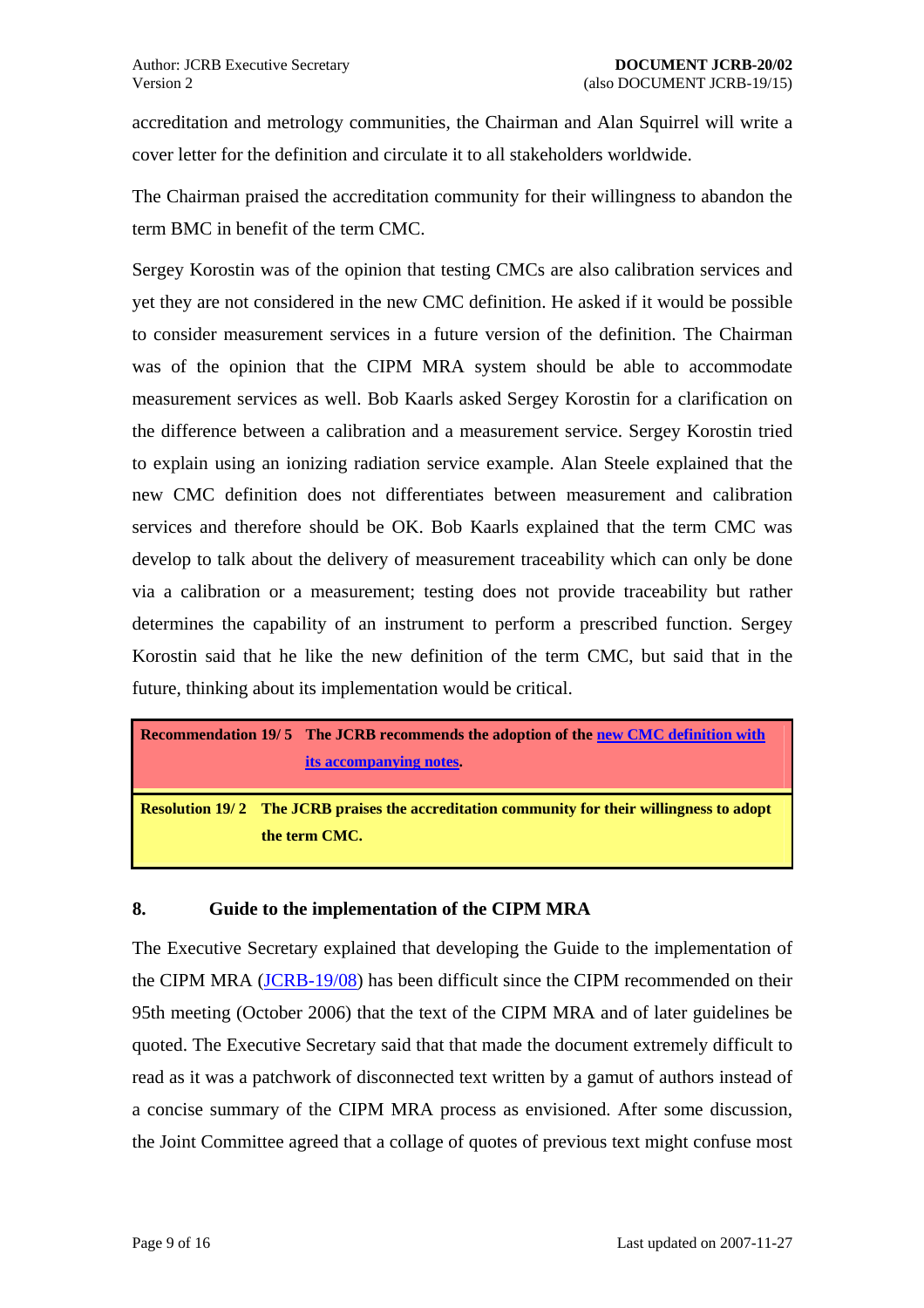accreditation and metrology communities, the Chairman and Alan Squirrel will write a cover letter for the definition and circulate it to all stakeholders worldwide.

The Chairman praised the accreditation community for their willingness to abandon the term BMC in benefit of the term CMC.

Sergey Korostin was of the opinion that testing CMCs are also calibration services and yet they are not considered in the new CMC definition. He asked if it would be possible to consider measurement services in a future version of the definition. The Chairman was of the opinion that the CIPM MRA system should be able to accommodate measurement services as well. Bob Kaarls asked Sergey Korostin for a clarification on the difference between a calibration and a measurement service. Sergey Korostin tried to explain using an ionizing radiation service example. Alan Steele explained that the new CMC definition does not differentiates between measurement and calibration services and therefore should be OK. Bob Kaarls explained that the term CMC was develop to talk about the delivery of measurement traceability which can only be done via a calibration or a measurement; testing does not provide traceability but rather determines the capability of an instrument to perform a prescribed function. Sergey Korostin said that he like the new definition of the term CMC, but said that in the future, thinking about its implementation would be critical.

| | |
|---|---|
| **Recommendation 19/ 5** | **The JCRB recommends the adoption of the new CMC definition with its accompanying notes.** |
| **Resolution 19/ 2** | **The JCRB praises the accreditation community for their willingness to adopt the term CMC.** |

## 8. Guide to the implementation of the CIPM MRA

The Executive Secretary explained that developing the Guide to the implementation of the CIPM MRA (JCRB-19/08) has been difficult since the CIPM recommended on their 95th meeting (October 2006) that the text of the CIPM MRA and of later guidelines be quoted. The Executive Secretary said that that made the document extremely difficult to read as it was a patchwork of disconnected text written by a gamut of authors instead of a concise summary of the CIPM MRA process as envisioned. After some discussion, the Joint Committee agreed that a collage of quotes of previous text might confuse most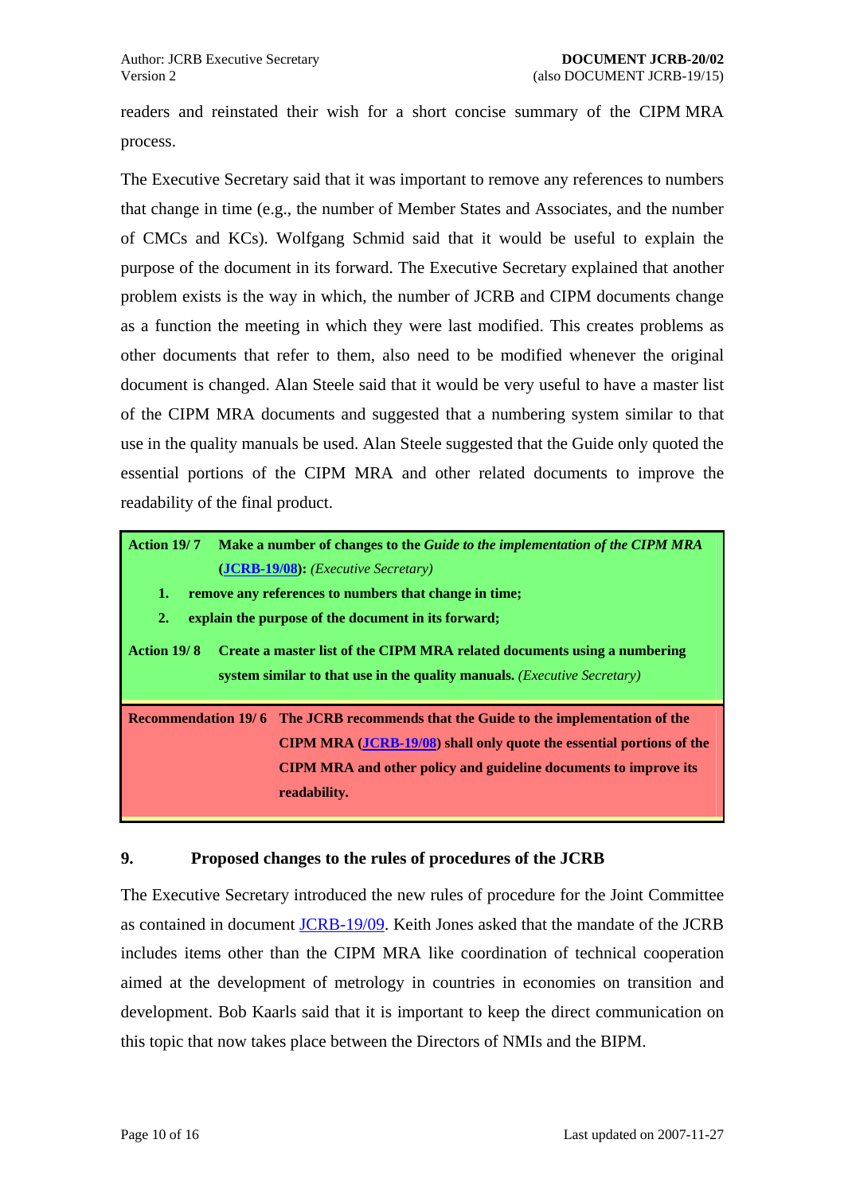readers and reinstated their wish for a short concise summary of the CIPM MRA process.

The Executive Secretary said that it was important to remove any references to numbers that change in time (e.g., the number of Member States and Associates, and the number of CMCs and KCs). Wolfgang Schmid said that it would be useful to explain the purpose of the document in its forward. The Executive Secretary explained that another problem exists is the way in which, the number of JCRB and CIPM documents change as a function the meeting in which they were last modified. This creates problems as other documents that refer to them, also need to be modified whenever the original document is changed. Alan Steele said that it would be very useful to have a master list of the CIPM MRA documents and suggested that a numbering system similar to that use in the quality manuals be used. Alan Steele suggested that the Guide only quoted the essential portions of the CIPM MRA and other related documents to improve the readability of the final product.

**Action 19/ 7** **Make a number of changes to the** ***Guide to the implementation of the CIPM MRA*** **(JCRB-19/08):** *(Executive Secretary)*

1. **remove any references to numbers that change in time;**
2. **explain the purpose of the document in its forward;**

**Action 19/ 8** **Create a master list of the CIPM MRA related documents using a numbering system similar to that use in the quality manuals.** *(Executive Secretary)*

**Recommendation 19/ 6** **The JCRB recommends that the Guide to the implementation of the CIPM MRA (JCRB-19/08) shall only quote the essential portions of the CIPM MRA and other policy and guideline documents to improve its readability.**

## 9. Proposed changes to the rules of procedures of the JCRB

The Executive Secretary introduced the new rules of procedure for the Joint Committee as contained in document JCRB-19/09. Keith Jones asked that the mandate of the JCRB includes items other than the CIPM MRA like coordination of technical cooperation aimed at the development of metrology in countries in economies on transition and development. Bob Kaarls said that it is important to keep the direct communication on this topic that now takes place between the Directors of NMIs and the BIPM.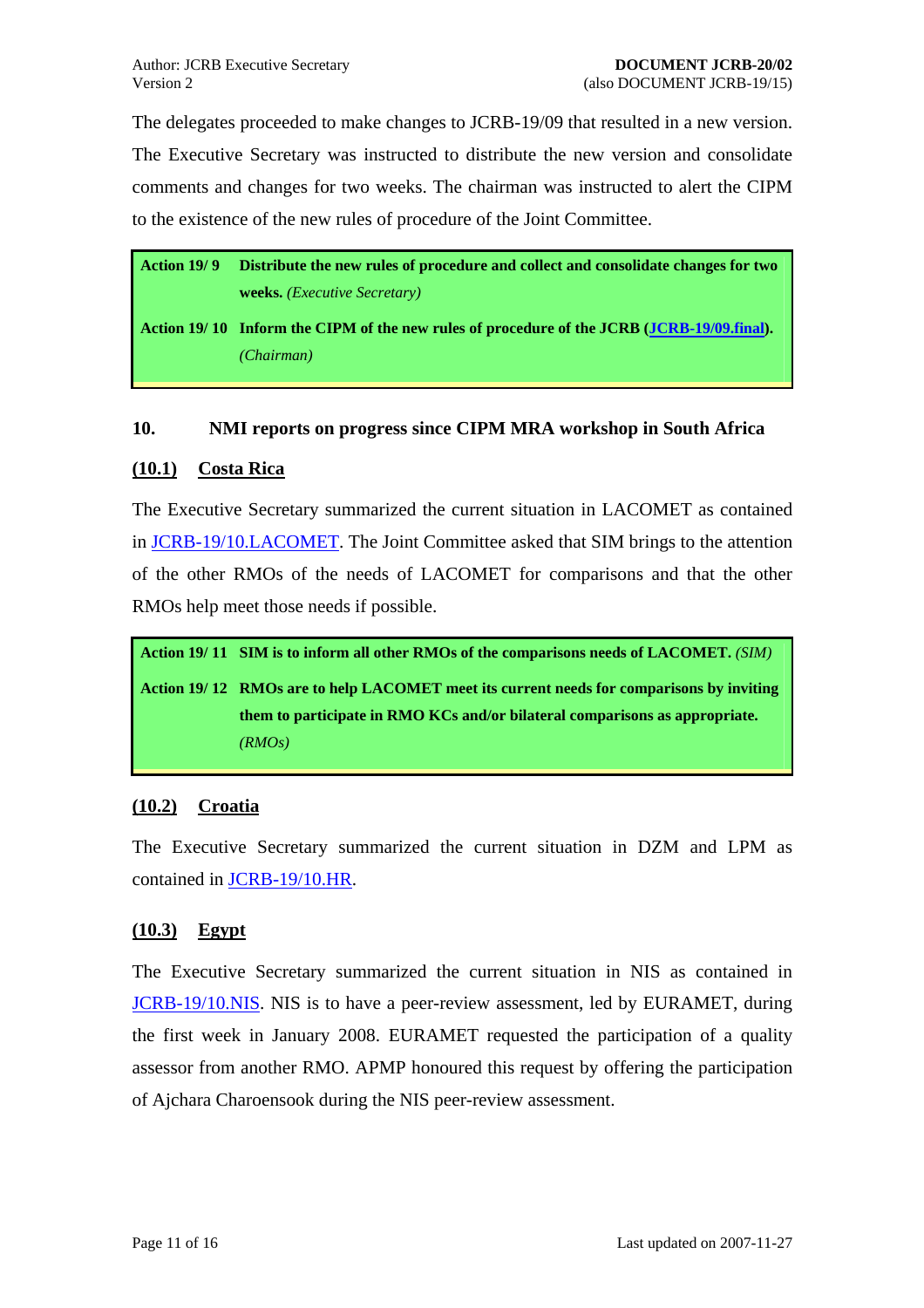The delegates proceeded to make changes to JCRB-19/09 that resulted in a new version. The Executive Secretary was instructed to distribute the new version and consolidate comments and changes for two weeks. The chairman was instructed to alert the CIPM to the existence of the new rules of procedure of the Joint Committee.

| | |
|---|---|
| **Action 19/ 9** | **Distribute the new rules of procedure and collect and consolidate changes for two weeks.** *(Executive Secretary)* |
| **Action 19/ 10** | **Inform the CIPM of the new rules of procedure of the JCRB (JCRB-19/09.final).** *(Chairman)* |

## 10. NMI reports on progress since CIPM MRA workshop in South Africa

### (10.1) Costa Rica

The Executive Secretary summarized the current situation in LACOMET as contained in JCRB-19/10.LACOMET. The Joint Committee asked that SIM brings to the attention of the other RMOs of the needs of LACOMET for comparisons and that the other RMOs help meet those needs if possible.

| | |
|---|---|
| **Action 19/ 11** | **SIM is to inform all other RMOs of the comparisons needs of LACOMET.** *(SIM)* |
| **Action 19/ 12** | **RMOs are to help LACOMET meet its current needs for comparisons by inviting them to participate in RMO KCs and/or bilateral comparisons as appropriate.** *(RMOs)* |

### (10.2) Croatia

The Executive Secretary summarized the current situation in DZM and LPM as contained in JCRB-19/10.HR.

### (10.3) Egypt

The Executive Secretary summarized the current situation in NIS as contained in JCRB-19/10.NIS. NIS is to have a peer-review assessment, led by EURAMET, during the first week in January 2008. EURAMET requested the participation of a quality assessor from another RMO. APMP honoured this request by offering the participation of Ajchara Charoensook during the NIS peer-review assessment.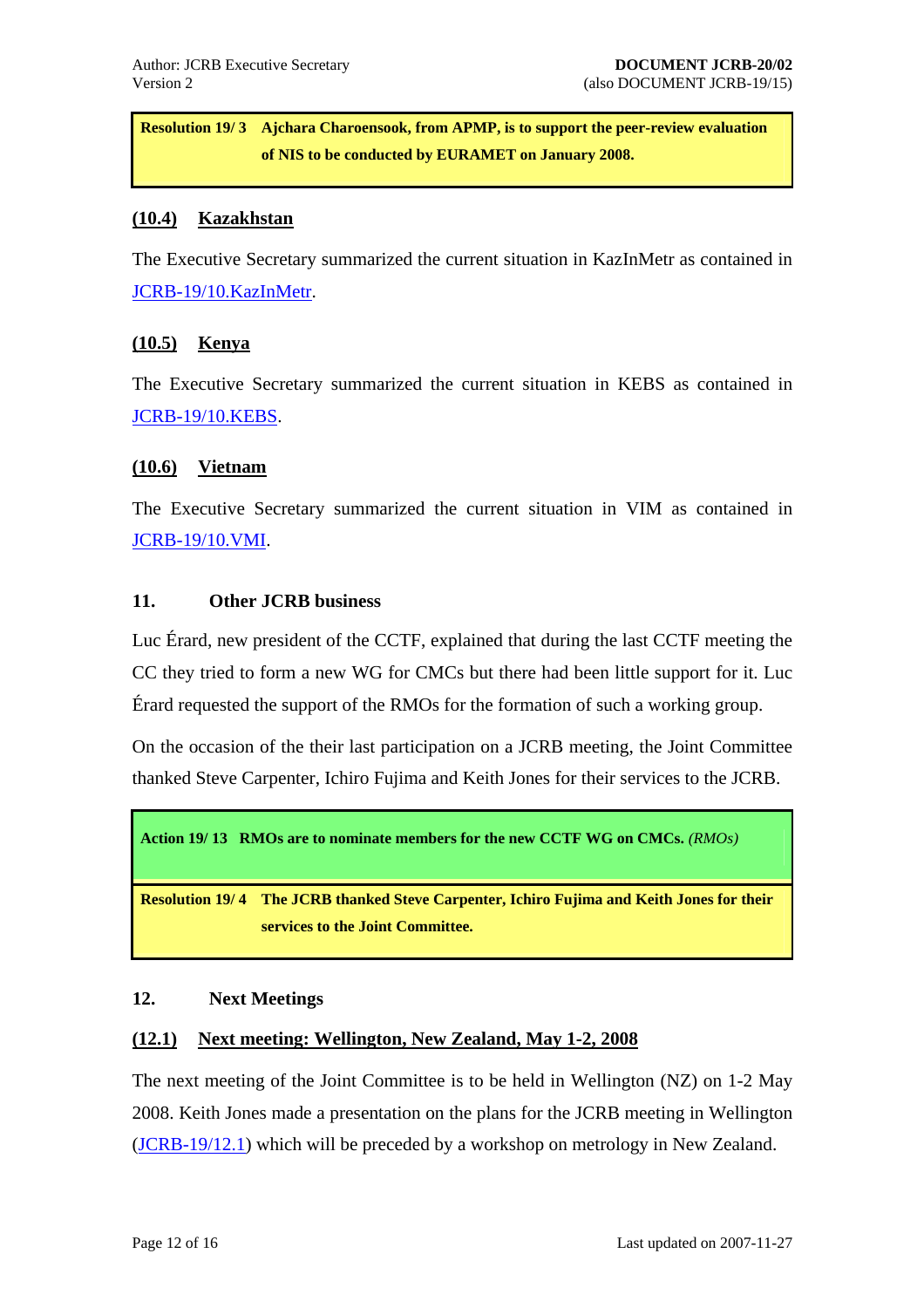**Resolution 19/ 3 Ajchara Charoensook, from APMP, is to support the peer-review evaluation of NIS to be conducted by EURAMET on January 2008.**

### (10.4) Kazakhstan

The Executive Secretary summarized the current situation in KazInMetr as contained in JCRB-19/10.KazInMetr.

### (10.5) Kenya

The Executive Secretary summarized the current situation in KEBS as contained in JCRB-19/10.KEBS.

### (10.6) Vietnam

The Executive Secretary summarized the current situation in VIM as contained in JCRB-19/10.VMI.

## 11. Other JCRB business

Luc Érard, new president of the CCTF, explained that during the last CCTF meeting the CC they tried to form a new WG for CMCs but there had been little support for it. Luc Érard requested the support of the RMOs for the formation of such a working group.

On the occasion of the their last participation on a JCRB meeting, the Joint Committee thanked Steve Carpenter, Ichiro Fujima and Keith Jones for their services to the JCRB.

**Action 19/ 13 RMOs are to nominate members for the new CCTF WG on CMCs.** *(RMOs)*

**Resolution 19/ 4 The JCRB thanked Steve Carpenter, Ichiro Fujima and Keith Jones for their services to the Joint Committee.**

## 12. Next Meetings

### (12.1) Next meeting: Wellington, New Zealand, May 1-2, 2008

The next meeting of the Joint Committee is to be held in Wellington (NZ) on 1-2 May 2008. Keith Jones made a presentation on the plans for the JCRB meeting in Wellington (JCRB-19/12.1) which will be preceded by a workshop on metrology in New Zealand.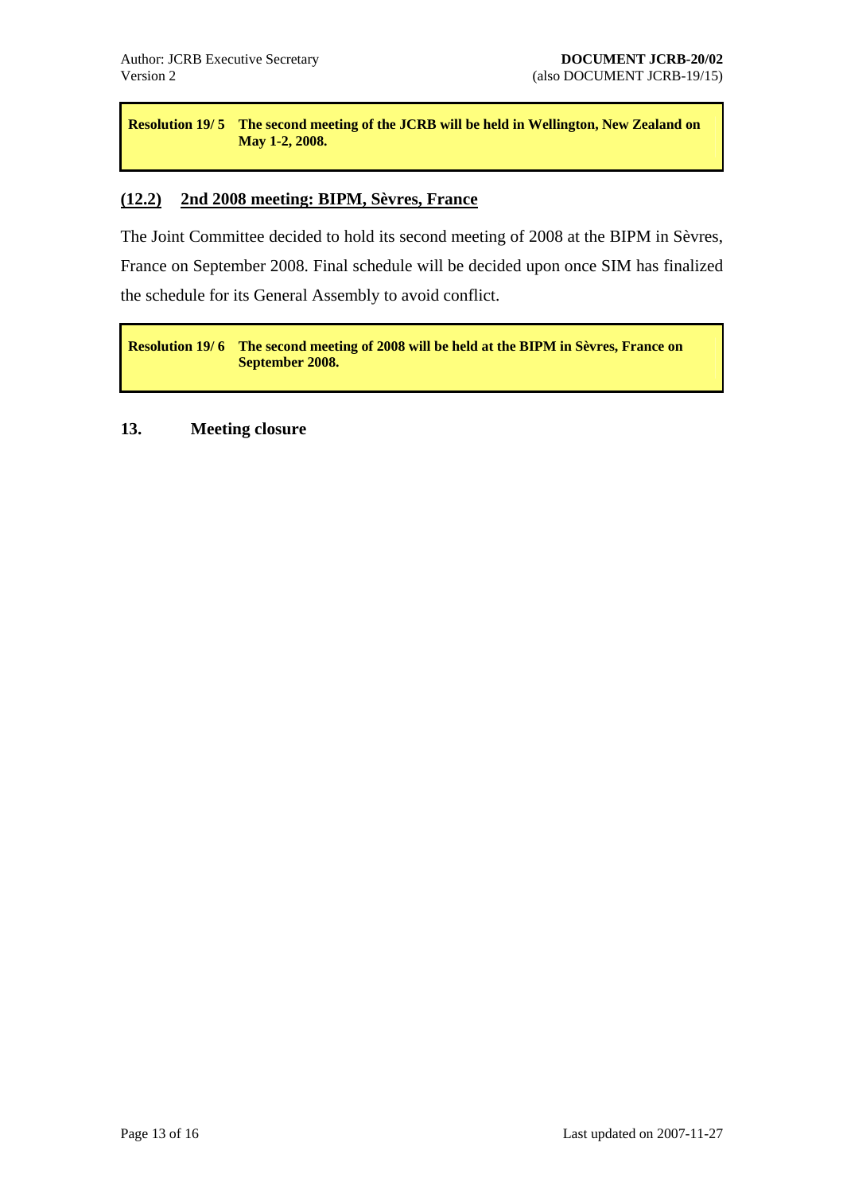**Resolution 19/ 5 The second meeting of the JCRB will be held in Wellington, New Zealand on May 1-2, 2008.**

### (12.2) 2nd 2008 meeting: BIPM, Sèvres, France

The Joint Committee decided to hold its second meeting of 2008 at the BIPM in Sèvres, France on September 2008. Final schedule will be decided upon once SIM has finalized the schedule for its General Assembly to avoid conflict.

**Resolution 19/ 6 The second meeting of 2008 will be held at the BIPM in Sèvres, France on September 2008.**

## 13. Meeting closure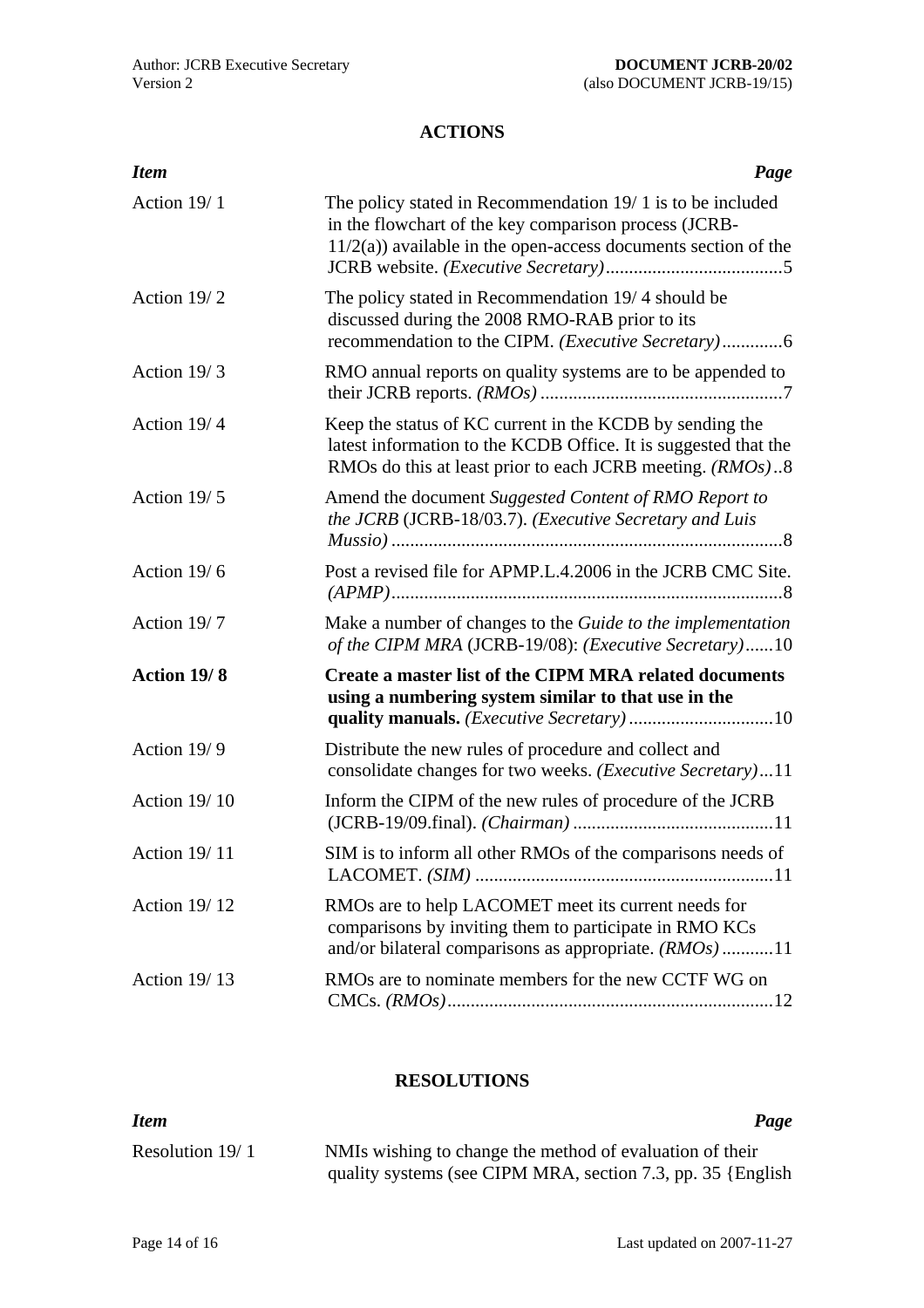## ACTIONS

| *Item* | *Page* |
|---|---|
| Action 19/ 1 | The policy stated in Recommendation 19/ 1 is to be included in the flowchart of the key comparison process (JCRB-11/2(a)) available in the open-access documents section of the JCRB website. *(Executive Secretary)*......................................5 |
| Action 19/ 2 | The policy stated in Recommendation 19/ 4 should be discussed during the 2008 RMO-RAB prior to its recommendation to the CIPM. *(Executive Secretary)*.............6 |
| Action 19/ 3 | RMO annual reports on quality systems are to be appended to their JCRB reports. *(RMOs)* ...................................................7 |
| Action 19/ 4 | Keep the status of KC current in the KCDB by sending the latest information to the KCDB Office. It is suggested that the RMOs do this at least prior to each JCRB meeting. *(RMOs)*..8 |
| Action 19/ 5 | Amend the document *Suggested Content of RMO Report to the JCRB* (JCRB-18/03.7). *(Executive Secretary and Luis Mussio)* ....................................................................................8 |
| Action 19/ 6 | Post a revised file for APMP.L.4.2006 in the JCRB CMC Site. *(APMP)*....................................................................................8 |
| Action 19/ 7 | Make a number of changes to the *Guide to the implementation of the CIPM MRA* (JCRB-19/08): *(Executive Secretary)*......10 |
| **Action 19/ 8** | **Create a master list of the CIPM MRA related documents using a numbering system similar to that use in the quality manuals.** *(Executive Secretary)* ...............................10 |
| Action 19/ 9 | Distribute the new rules of procedure and collect and consolidate changes for two weeks. *(Executive Secretary)*...11 |
| Action 19/ 10 | Inform the CIPM of the new rules of procedure of the JCRB (JCRB-19/09.final). *(Chairman)* ...........................................11 |
| Action 19/ 11 | SIM is to inform all other RMOs of the comparisons needs of LACOMET. *(SIM)* ................................................................11 |
| Action 19/ 12 | RMOs are to help LACOMET meet its current needs for comparisons by inviting them to participate in RMO KCs and/or bilateral comparisons as appropriate. *(RMOs)* ...........11 |
| Action 19/ 13 | RMOs are to nominate members for the new CCTF WG on CMCs. *(RMOs)*......................................................................12 |

## RESOLUTIONS

| *Item* | *Page* |
|---|---|
| Resolution 19/ 1 | NMIs wishing to change the method of evaluation of their quality systems (see CIPM MRA, section 7.3, pp. 35 {English |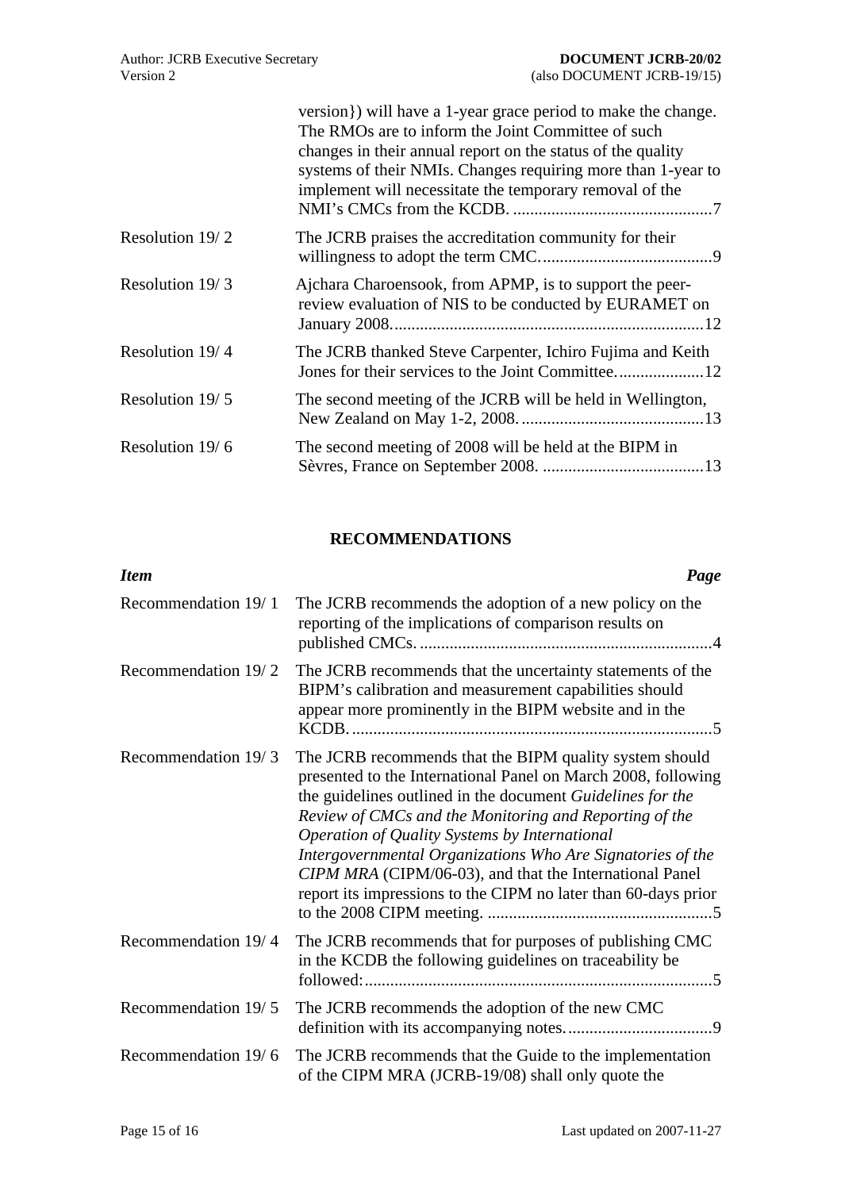| | |
|---|---|
| | version}) will have a 1-year grace period to make the change. The RMOs are to inform the Joint Committee of such changes in their annual report on the status of the quality systems of their NMIs. Changes requiring more than 1-year to implement will necessitate the temporary removal of the NMI's CMCs from the KCDB. ...............................................7 |
| Resolution 19/ 2 | The JCRB praises the accreditation community for their willingness to adopt the term CMC. .........................................9 |
| Resolution 19/ 3 | Ajchara Charoensook, from APMP, is to support the peer-review evaluation of NIS to be conducted by EURAMET on January 2008. .........................................................................12 |
| Resolution 19/ 4 | The JCRB thanked Steve Carpenter, Ichiro Fujima and Keith Jones for their services to the Joint Committee. ....................12 |
| Resolution 19/ 5 | The second meeting of the JCRB will be held in Wellington, New Zealand on May 1-2, 2008. ...........................................13 |
| Resolution 19/ 6 | The second meeting of 2008 will be held at the BIPM in Sèvres, France on September 2008. ......................................13 |

## RECOMMENDATIONS

| *Item* | *Page* |
|---|---|
| Recommendation 19/ 1 | The JCRB recommends the adoption of a new policy on the reporting of the implications of comparison results on published CMCs. .....................................................................4 |
| Recommendation 19/ 2 | The JCRB recommends that the uncertainty statements of the BIPM's calibration and measurement capabilities should appear more prominently in the BIPM website and in the KCDB. ....................................................................................5 |
| Recommendation 19/ 3 | The JCRB recommends that the BIPM quality system should presented to the International Panel on March 2008, following the guidelines outlined in the document *Guidelines for the Review of CMCs and the Monitoring and Reporting of the Operation of Quality Systems by International Intergovernmental Organizations Who Are Signatories of the CIPM MRA* (CIPM/06-03), and that the International Panel report its impressions to the CIPM no later than 60-days prior to the 2008 CIPM meeting. .....................................................5 |
| Recommendation 19/ 4 | The JCRB recommends that for purposes of publishing CMC in the KCDB the following guidelines on traceability be followed: ................................................................................5 |
| Recommendation 19/ 5 | The JCRB recommends the adoption of the new CMC definition with its accompanying notes. ..................................9 |
| Recommendation 19/ 6 | The JCRB recommends that the Guide to the implementation of the CIPM MRA (JCRB-19/08) shall only quote the |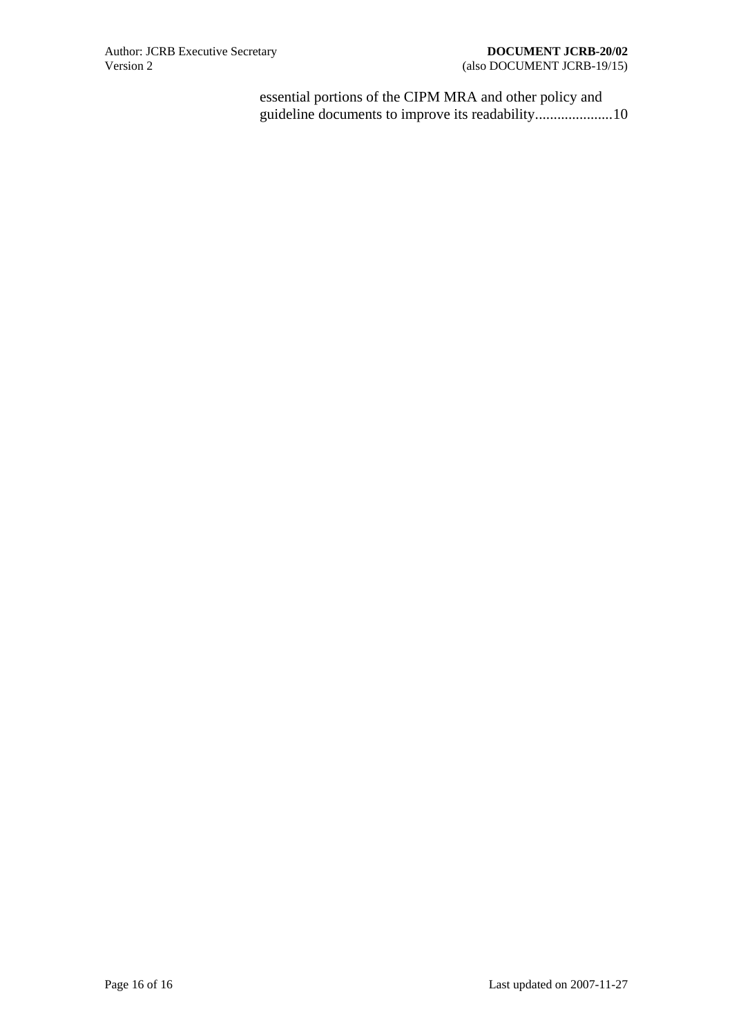essential portions of the CIPM MRA and other policy and guideline documents to improve its readability.....................10